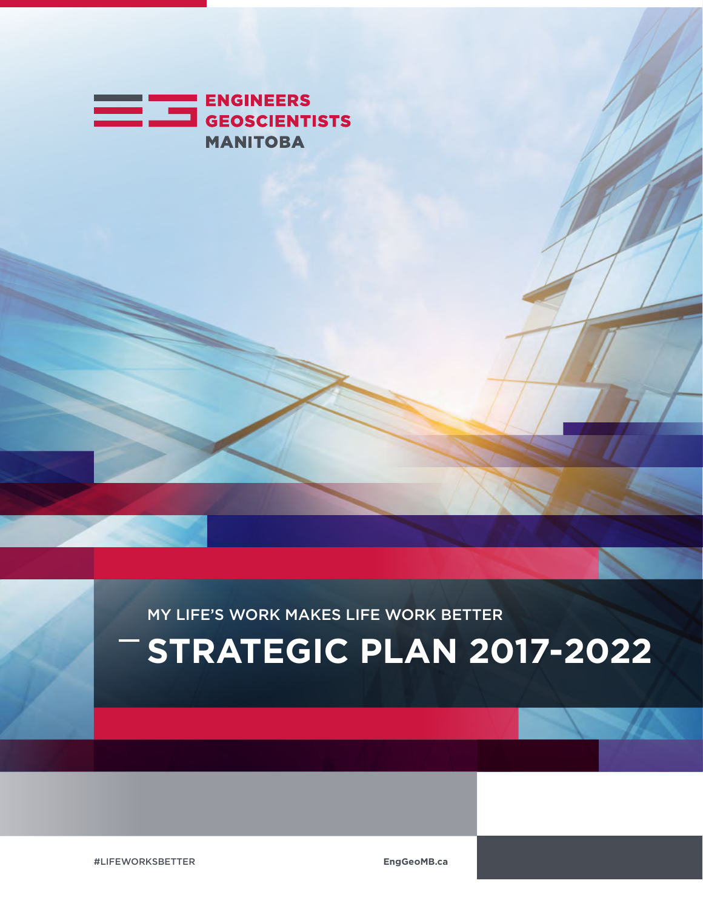ENGINEERS
GEOSCIENTISTS
MANITOBA

MY LIFE'S WORK MAKES LIFE WORK BETTER

# STRATEGIC PLAN 2017-2022

#LIFEWORKSBETTER

EngGeoMB.ca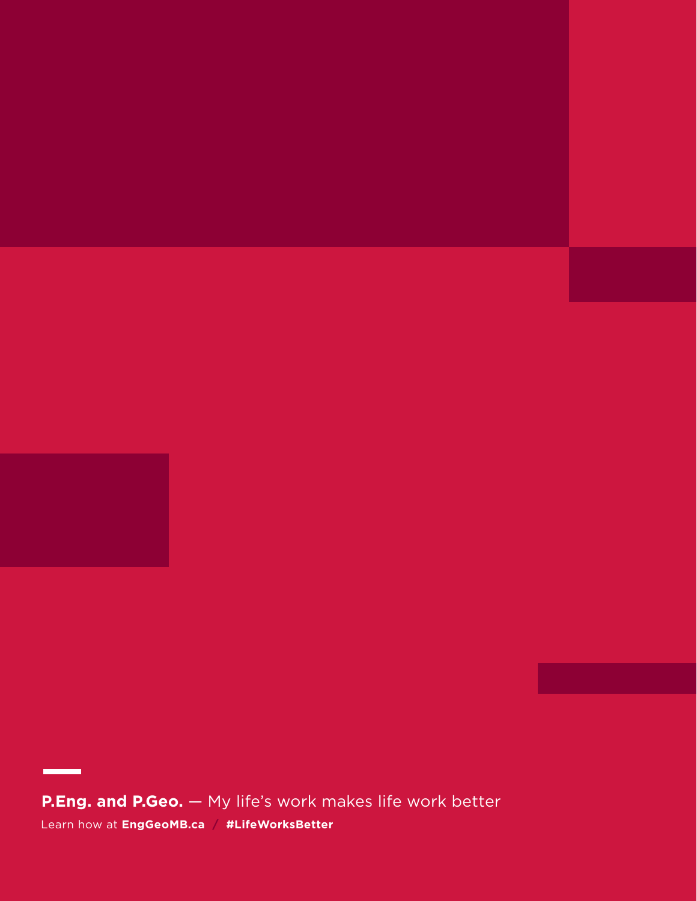**P.Eng. and P.Geo.** — My life's work makes life work better

Learn how at **EngGeoMB.ca** / **#LifeWorksBetter**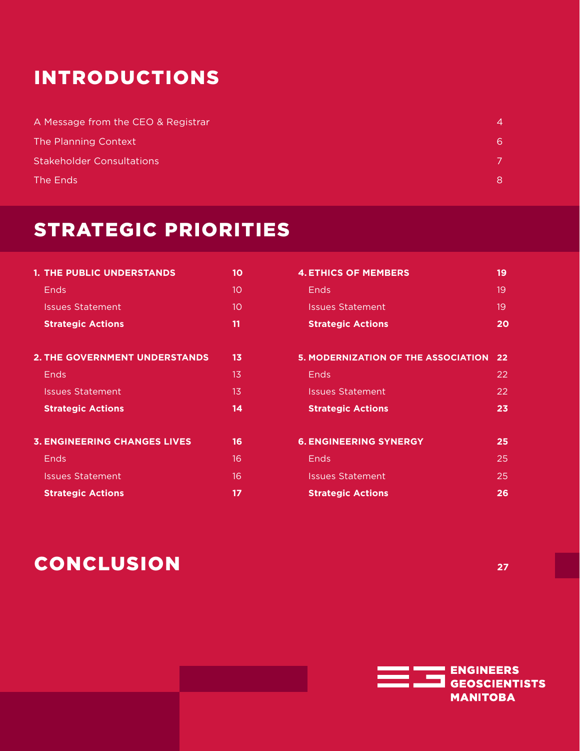# INTRODUCTIONS

| | |
|---|---|
| A Message from the CEO & Registrar | 4 |
| The Planning Context | 6 |
| Stakeholder Consultations | 7 |
| The Ends | 8 |

# STRATEGIC PRIORITIES

| | |
|---|---|
| **1. THE PUBLIC UNDERSTANDS** | **10** |
| Ends | 10 |
| Issues Statement | 10 |
| **Strategic Actions** | **11** |
| **2. THE GOVERNMENT UNDERSTANDS** | **13** |
| Ends | 13 |
| Issues Statement | 13 |
| **Strategic Actions** | **14** |
| **3. ENGINEERING CHANGES LIVES** | **16** |
| Ends | 16 |
| Issues Statement | 16 |
| **Strategic Actions** | **17** |
| **4. ETHICS OF MEMBERS** | **19** |
| Ends | 19 |
| Issues Statement | 19 |
| **Strategic Actions** | **20** |
| **5. MODERNIZATION OF THE ASSOCIATION** | **22** |
| Ends | 22 |
| Issues Statement | 22 |
| **Strategic Actions** | **23** |
| **6. ENGINEERING SYNERGY** | **25** |
| Ends | 25 |
| Issues Statement | 25 |
| **Strategic Actions** | **26** |

# CONCLUSION **27**

**ENGINEERS GEOSCIENTISTS MANITOBA**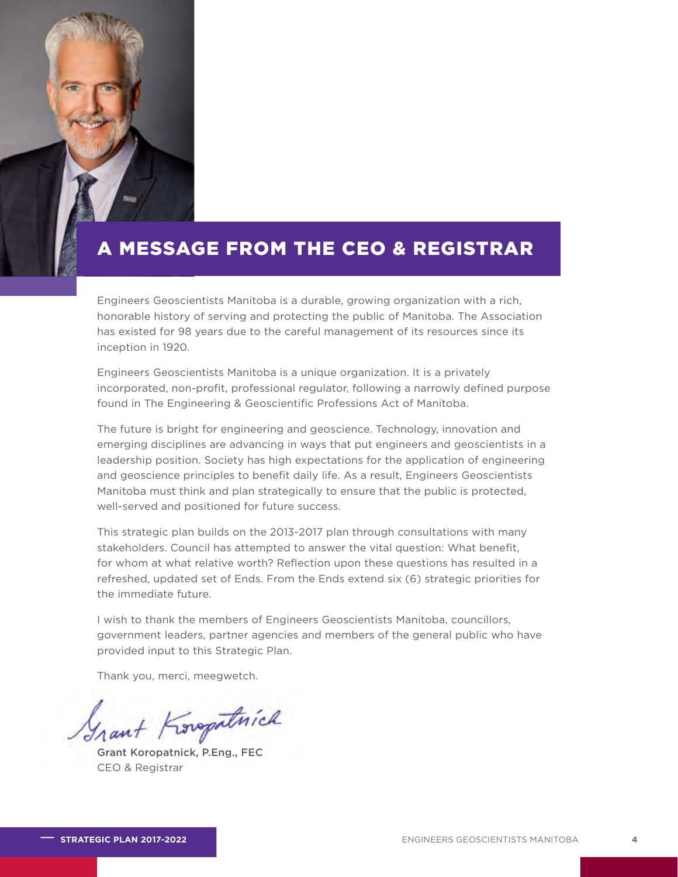# A MESSAGE FROM THE CEO & REGISTRAR

Engineers Geoscientists Manitoba is a durable, growing organization with a rich, honorable history of serving and protecting the public of Manitoba. The Association has existed for 98 years due to the careful management of its resources since its inception in 1920.

Engineers Geoscientists Manitoba is a unique organization. It is a privately incorporated, non-profit, professional regulator, following a narrowly defined purpose found in The Engineering & Geoscientific Professions Act of Manitoba.

The future is bright for engineering and geoscience. Technology, innovation and emerging disciplines are advancing in ways that put engineers and geoscientists in a leadership position. Society has high expectations for the application of engineering and geoscience principles to benefit daily life. As a result, Engineers Geoscientists Manitoba must think and plan strategically to ensure that the public is protected, well-served and positioned for future success.

This strategic plan builds on the 2013-2017 plan through consultations with many stakeholders. Council has attempted to answer the vital question: What benefit, for whom at what relative worth? Reflection upon these questions has resulted in a refreshed, updated set of Ends. From the Ends extend six (6) strategic priorities for the immediate future.

I wish to thank the members of Engineers Geoscientists Manitoba, councillors, government leaders, partner agencies and members of the general public who have provided input to this Strategic Plan.

Thank you, merci, meegwetch.

Grant Koropatnick

**Grant Koropatnick, P.Eng., FEC**
CEO & Registrar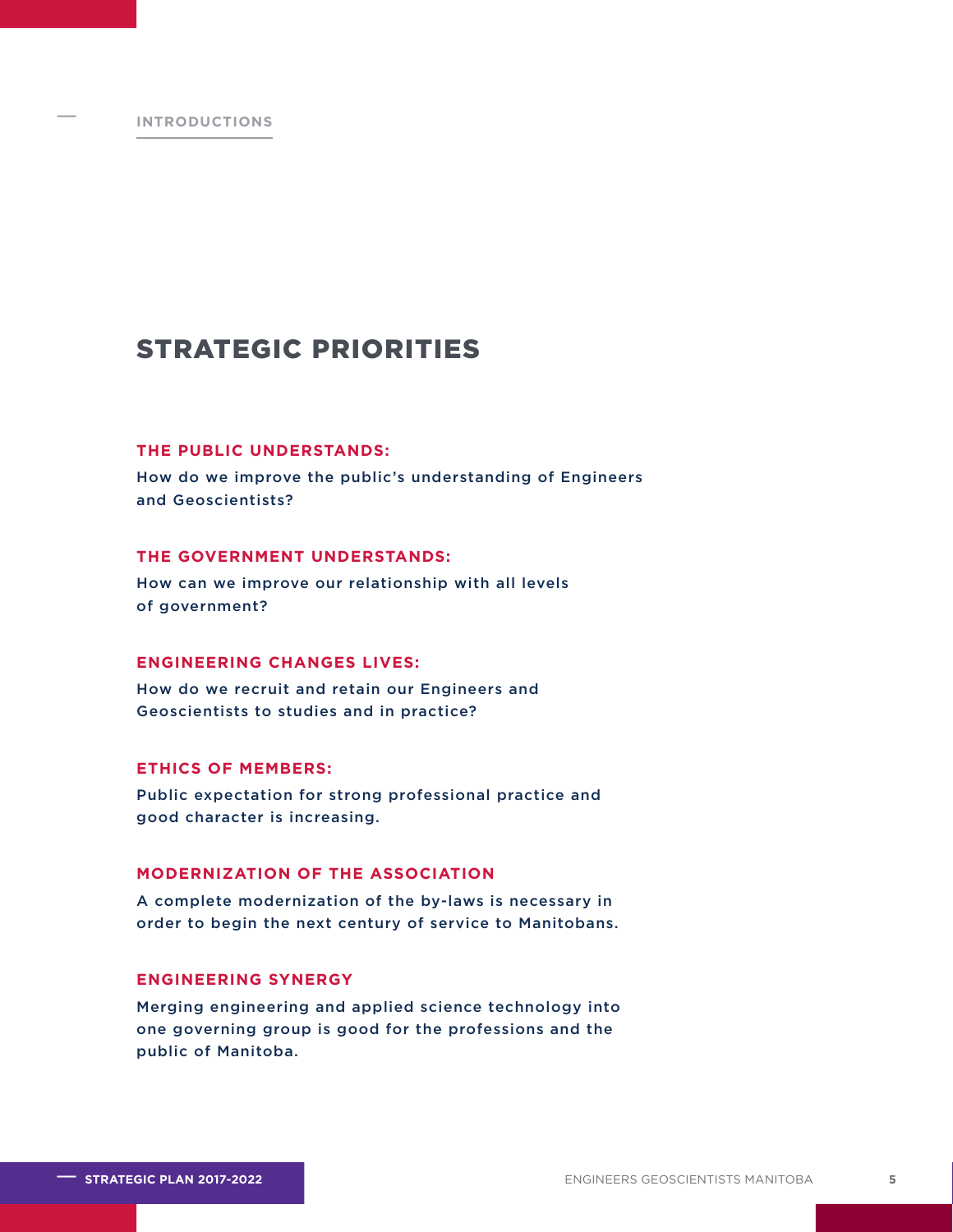INTRODUCTIONS

# STRATEGIC PRIORITIES

**THE PUBLIC UNDERSTANDS:**

How do we improve the public's understanding of Engineers and Geoscientists?

**THE GOVERNMENT UNDERSTANDS:**

How can we improve our relationship with all levels of government?

**ENGINEERING CHANGES LIVES:**

How do we recruit and retain our Engineers and Geoscientists to studies and in practice?

**ETHICS OF MEMBERS:**

Public expectation for strong professional practice and good character is increasing.

**MODERNIZATION OF THE ASSOCIATION**

A complete modernization of the by-laws is necessary in order to begin the next century of service to Manitobans.

**ENGINEERING SYNERGY**

Merging engineering and applied science technology into one governing group is good for the professions and the public of Manitoba.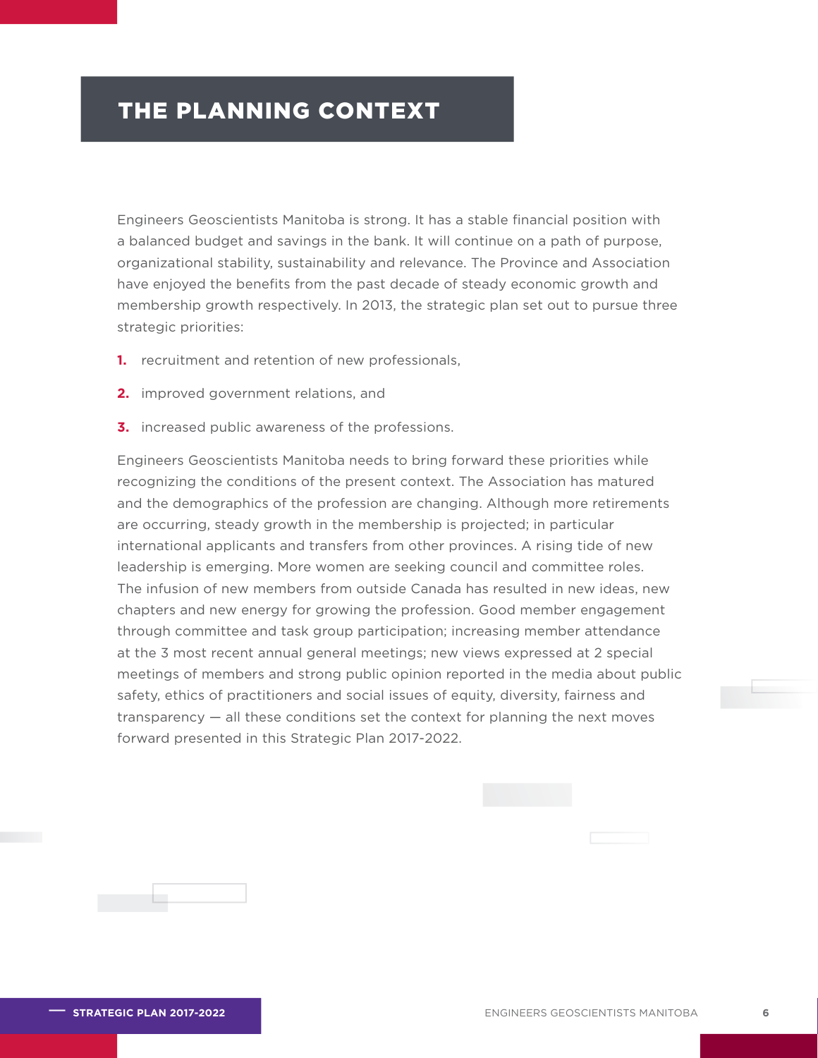# THE PLANNING CONTEXT

Engineers Geoscientists Manitoba is strong. It has a stable financial position with a balanced budget and savings in the bank. It will continue on a path of purpose, organizational stability, sustainability and relevance. The Province and Association have enjoyed the benefits from the past decade of steady economic growth and membership growth respectively. In 2013, the strategic plan set out to pursue three strategic priorities:

1. recruitment and retention of new professionals,
2. improved government relations, and
3. increased public awareness of the professions.

Engineers Geoscientists Manitoba needs to bring forward these priorities while recognizing the conditions of the present context. The Association has matured and the demographics of the profession are changing. Although more retirements are occurring, steady growth in the membership is projected; in particular international applicants and transfers from other provinces. A rising tide of new leadership is emerging. More women are seeking council and committee roles. The infusion of new members from outside Canada has resulted in new ideas, new chapters and new energy for growing the profession. Good member engagement through committee and task group participation; increasing member attendance at the 3 most recent annual general meetings; new views expressed at 2 special meetings of members and strong public opinion reported in the media about public safety, ethics of practitioners and social issues of equity, diversity, fairness and transparency — all these conditions set the context for planning the next moves forward presented in this Strategic Plan 2017-2022.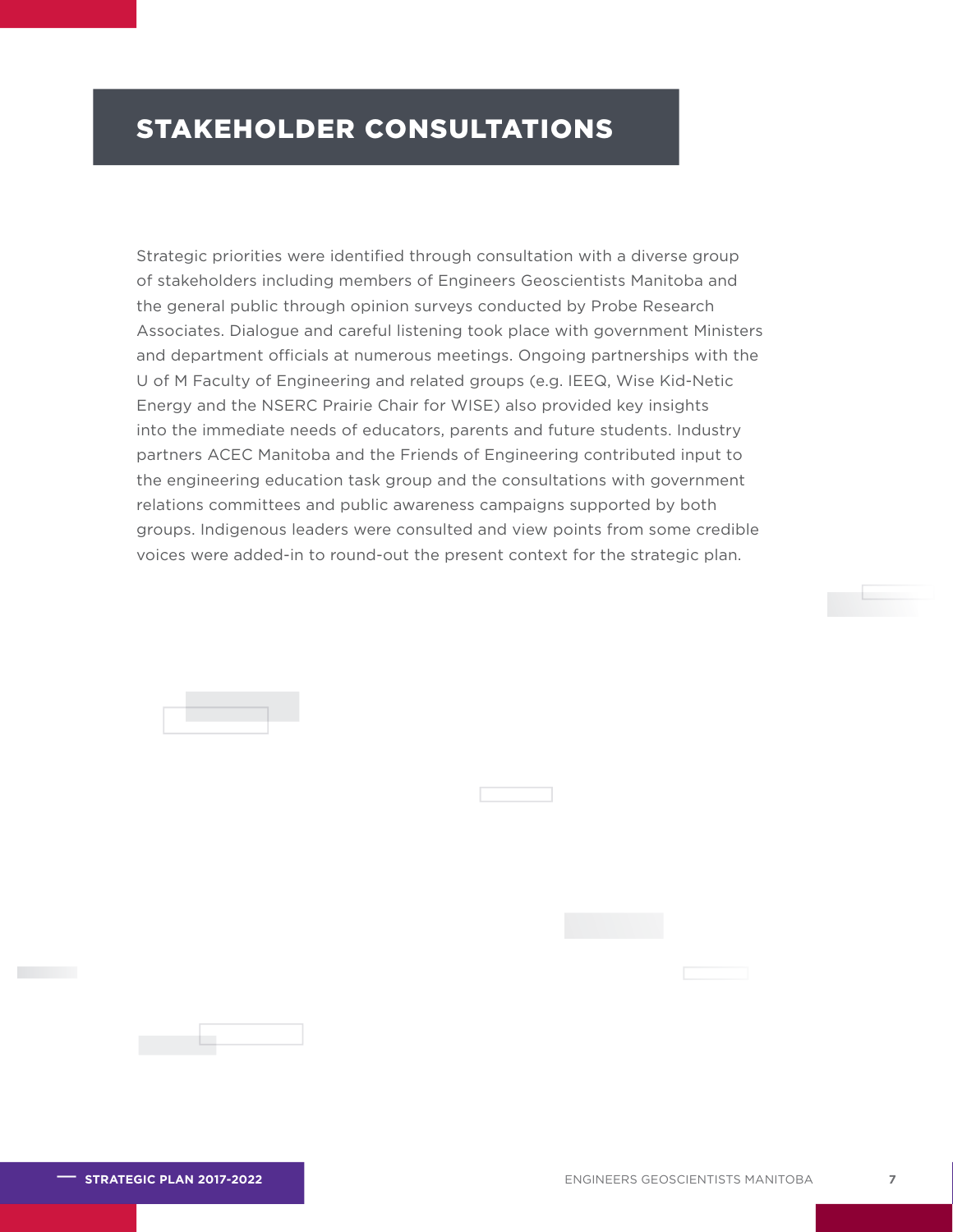# STAKEHOLDER CONSULTATIONS

Strategic priorities were identified through consultation with a diverse group of stakeholders including members of Engineers Geoscientists Manitoba and the general public through opinion surveys conducted by Probe Research Associates. Dialogue and careful listening took place with government Ministers and department officials at numerous meetings. Ongoing partnerships with the U of M Faculty of Engineering and related groups (e.g. IEEQ, Wise Kid-Netic Energy and the NSERC Prairie Chair for WISE) also provided key insights into the immediate needs of educators, parents and future students. Industry partners ACEC Manitoba and the Friends of Engineering contributed input to the engineering education task group and the consultations with government relations committees and public awareness campaigns supported by both groups. Indigenous leaders were consulted and view points from some credible voices were added-in to round-out the present context for the strategic plan.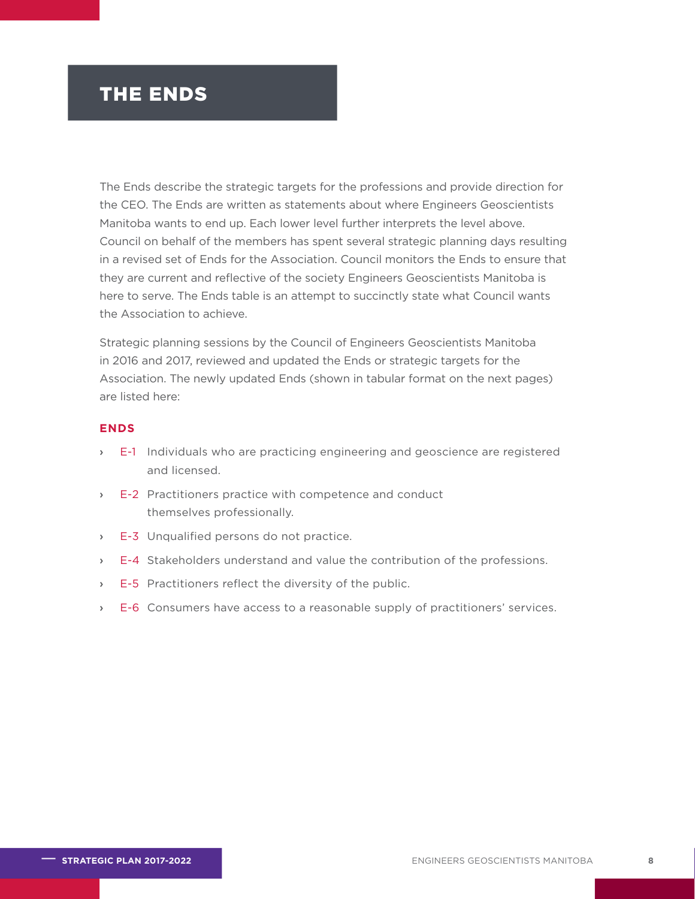# THE ENDS

The Ends describe the strategic targets for the professions and provide direction for the CEO. The Ends are written as statements about where Engineers Geoscientists Manitoba wants to end up. Each lower level further interprets the level above. Council on behalf of the members has spent several strategic planning days resulting in a revised set of Ends for the Association. Council monitors the Ends to ensure that they are current and reflective of the society Engineers Geoscientists Manitoba is here to serve. The Ends table is an attempt to succinctly state what Council wants the Association to achieve.

Strategic planning sessions by the Council of Engineers Geoscientists Manitoba in 2016 and 2017, reviewed and updated the Ends or strategic targets for the Association. The newly updated Ends (shown in tabular format on the next pages) are listed here:

## ENDS

- E-1 Individuals who are practicing engineering and geoscience are registered and licensed.
- E-2 Practitioners practice with competence and conduct themselves professionally.
- E-3 Unqualified persons do not practice.
- E-4 Stakeholders understand and value the contribution of the professions.
- E-5 Practitioners reflect the diversity of the public.
- E-6 Consumers have access to a reasonable supply of practitioners' services.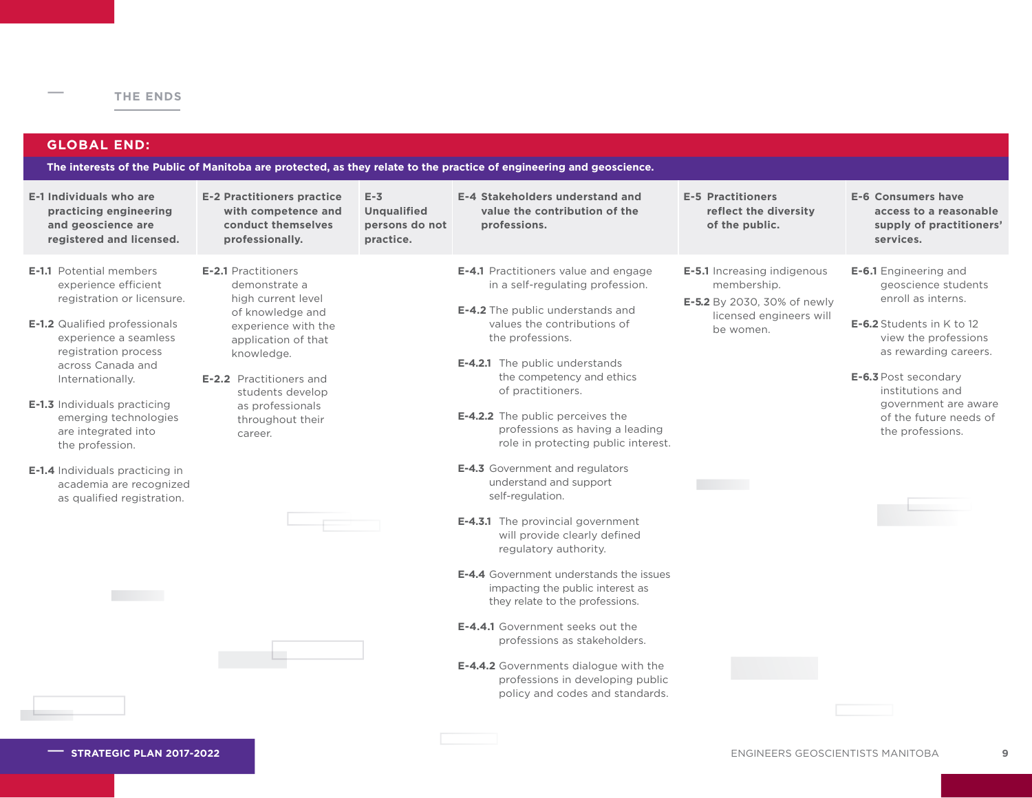## THE ENDS

### GLOBAL END:

**The interests of the Public of Manitoba are protected, as they relate to the practice of engineering and geoscience.**

#### E-1 Individuals who are practicing engineering and geoscience are registered and licensed.

**E-1.1** Potential members experience efficient registration or licensure.

**E-1.2** Qualified professionals experience a seamless registration process across Canada and Internationally.

**E-1.3** Individuals practicing emerging technologies are integrated into the profession.

**E-1.4** Individuals practicing in academia are recognized as qualified registration.

#### E-2 Practitioners practice with competence and conduct themselves professionally.

**E-2.1** Practitioners demonstrate a high current level of knowledge and experience with the application of that knowledge.

**E-2.2** Practitioners and students develop as professionals throughout their career.

#### E-3 Unqualified persons do not practice.

#### E-4 Stakeholders understand and value the contribution of the professions.

**E-4.1** Practitioners value and engage in a self-regulating profession.

**E-4.2** The public understands and values the contributions of the professions.

**E-4.2.1** The public understands the competency and ethics of practitioners.

**E-4.2.2** The public perceives the professions as having a leading role in protecting public interest.

**E-4.3** Government and regulators understand and support self-regulation.

**E-4.3.1** The provincial government will provide clearly defined regulatory authority.

**E-4.4** Government understands the issues impacting the public interest as they relate to the professions.

**E-4.4.1** Government seeks out the professions as stakeholders.

**E-4.4.2** Governments dialogue with the professions in developing public policy and codes and standards.

#### E-5 Practitioners reflect the diversity of the public.

**E-5.1** Increasing indigenous membership.

**E-5.2** By 2030, 30% of newly licensed engineers will be women.

#### E-6 Consumers have access to a reasonable supply of practitioners' services.

**E-6.1** Engineering and geoscience students enroll as interns.

**E-6.2** Students in K to 12 view the professions as rewarding careers.

**E-6.3** Post secondary institutions and government are aware of the future needs of the professions.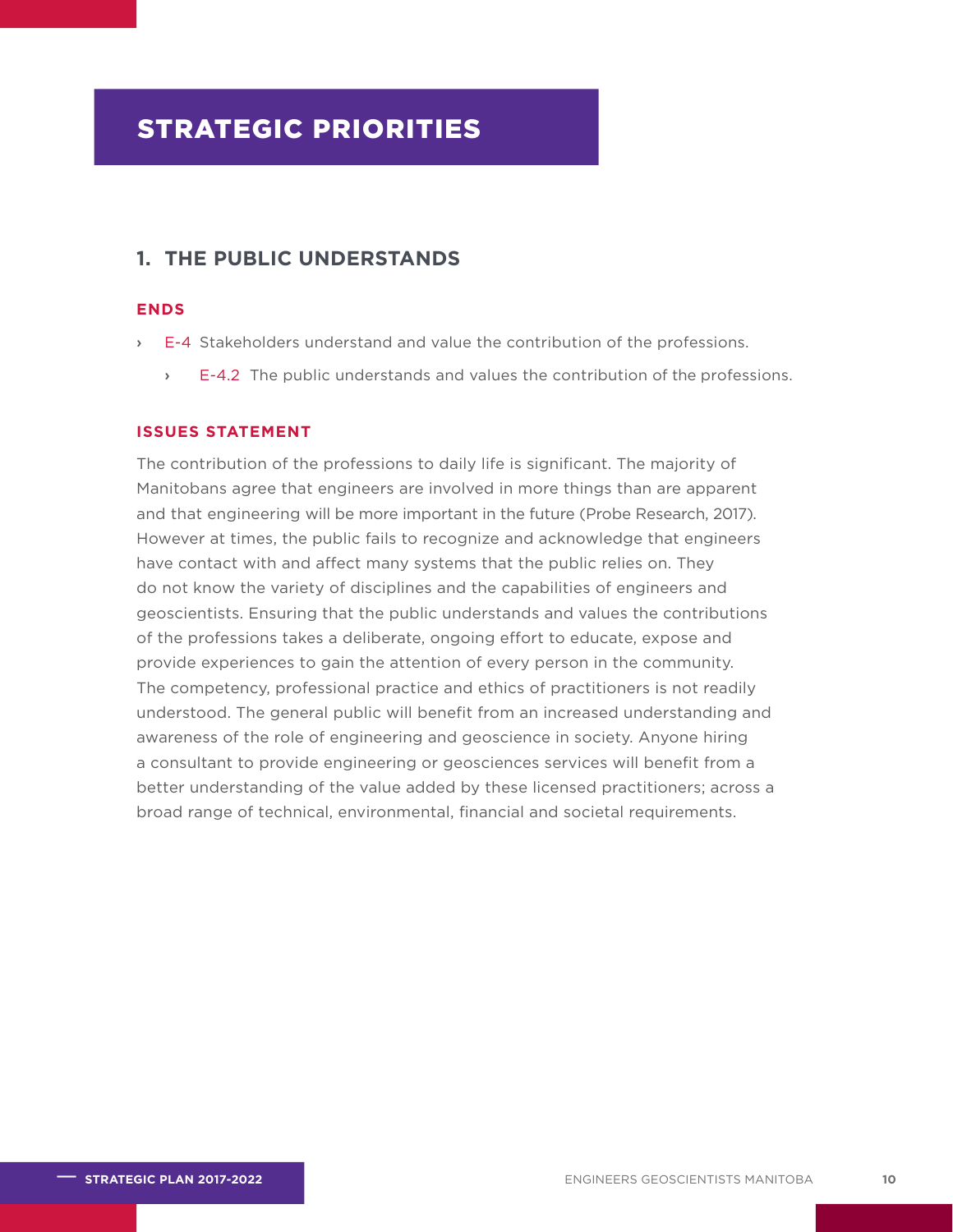# STRATEGIC PRIORITIES

## 1. THE PUBLIC UNDERSTANDS

### ENDS

- E-4 Stakeholders understand and value the contribution of the professions.
  - E-4.2 The public understands and values the contribution of the professions.

### ISSUES STATEMENT

The contribution of the professions to daily life is significant. The majority of Manitobans agree that engineers are involved in more things than are apparent and that engineering will be more important in the future (Probe Research, 2017). However at times, the public fails to recognize and acknowledge that engineers have contact with and affect many systems that the public relies on. They do not know the variety of disciplines and the capabilities of engineers and geoscientists. Ensuring that the public understands and values the contributions of the professions takes a deliberate, ongoing effort to educate, expose and provide experiences to gain the attention of every person in the community. The competency, professional practice and ethics of practitioners is not readily understood. The general public will benefit from an increased understanding and awareness of the role of engineering and geoscience in society. Anyone hiring a consultant to provide engineering or geosciences services will benefit from a better understanding of the value added by these licensed practitioners; across a broad range of technical, environmental, financial and societal requirements.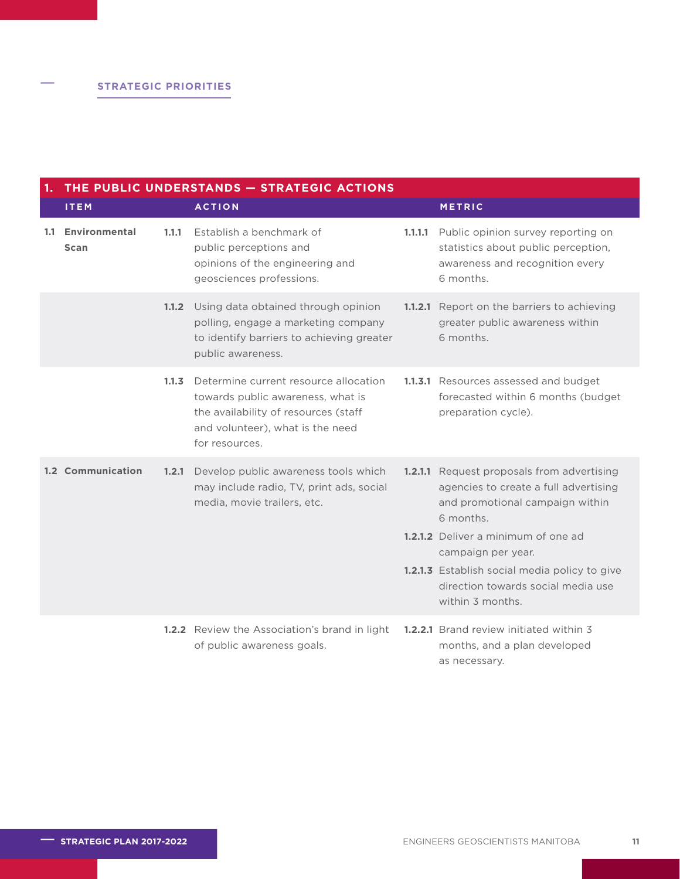## STRATEGIC PRIORITIES

| 1. THE PUBLIC UNDERSTANDS — STRATEGIC ACTIONS | | | | | |
|---|---|---|---|---|---|
| | **ITEM** | | **ACTION** | | **METRIC** |
| **1.1** | **Environmental Scan** | **1.1.1** | Establish a benchmark of public perceptions and opinions of the engineering and geosciences professions. | **1.1.1.1** | Public opinion survey reporting on statistics about public perception, awareness and recognition every 6 months. |
| | | **1.1.2** | Using data obtained through opinion polling, engage a marketing company to identify barriers to achieving greater public awareness. | **1.1.2.1** | Report on the barriers to achieving greater public awareness within 6 months. |
| | | **1.1.3** | Determine current resource allocation towards public awareness, what is the availability of resources (staff and volunteer), what is the need for resources. | **1.1.3.1** | Resources assessed and budget forecasted within 6 months (budget preparation cycle). |
| **1.2** | **Communication** | **1.2.1** | Develop public awareness tools which may include radio, TV, print ads, social media, movie trailers, etc. | **1.2.1.1** | Request proposals from advertising agencies to create a full advertising and promotional campaign within 6 months. |
| | | | | **1.2.1.2** | Deliver a minimum of one ad campaign per year. |
| | | | | **1.2.1.3** | Establish social media policy to give direction towards social media use within 3 months. |
| | | **1.2.2** | Review the Association's brand in light of public awareness goals. | **1.2.2.1** | Brand review initiated within 3 months, and a plan developed as necessary. |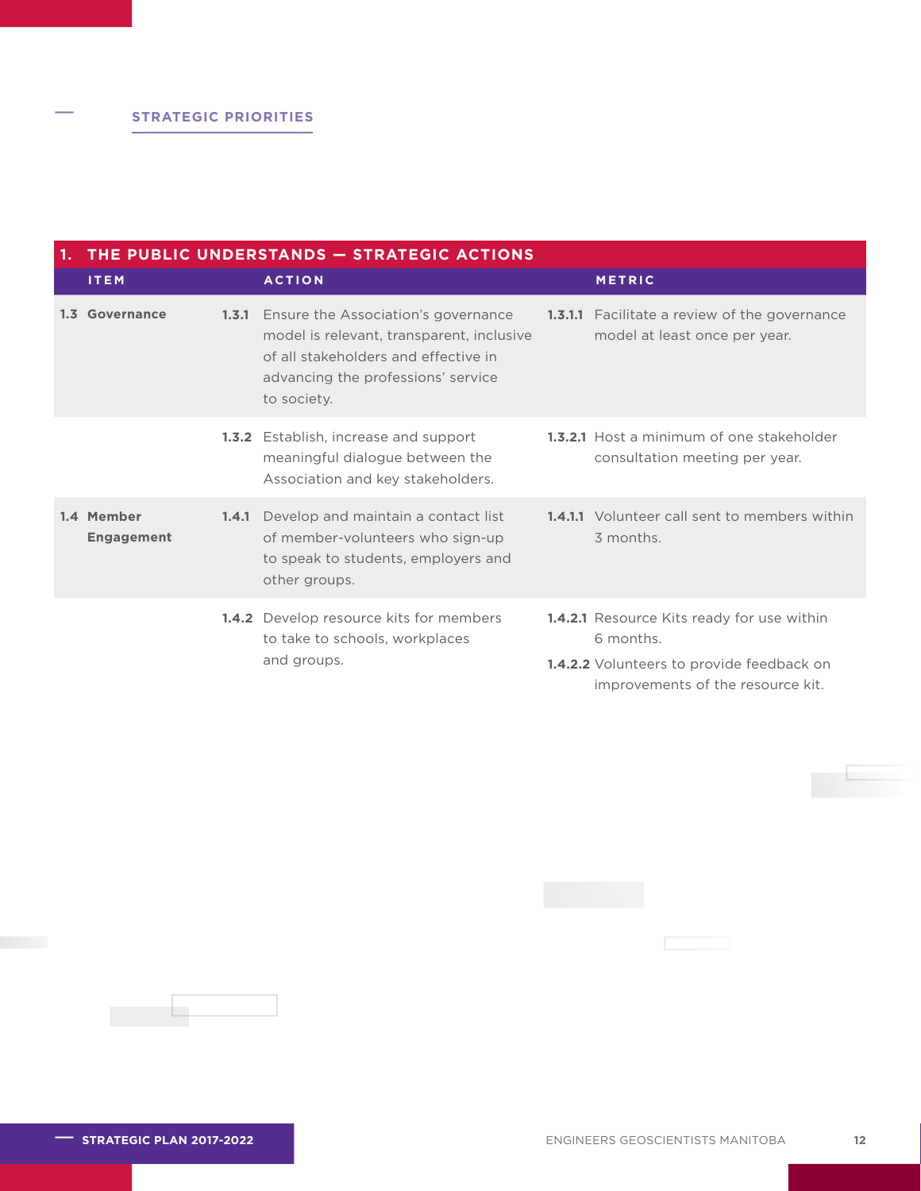STRATEGIC PRIORITIES

| 1. THE PUBLIC UNDERSTANDS — STRATEGIC ACTIONS | | |
|---|---|---|
| **ITEM** | **ACTION** | **METRIC** |
| **1.3 Governance** | **1.3.1** Ensure the Association's governance model is relevant, transparent, inclusive of all stakeholders and effective in advancing the professions' service to society. | **1.3.1.1** Facilitate a review of the governance model at least once per year. |
| | **1.3.2** Establish, increase and support meaningful dialogue between the Association and key stakeholders. | **1.3.2.1** Host a minimum of one stakeholder consultation meeting per year. |
| **1.4 Member Engagement** | **1.4.1** Develop and maintain a contact list of member-volunteers who sign-up to speak to students, employers and other groups. | **1.4.1.1** Volunteer call sent to members within 3 months. |
| | **1.4.2** Develop resource kits for members to take to schools, workplaces and groups. | **1.4.2.1** Resource Kits ready for use within 6 months.<br>**1.4.2.2** Volunteers to provide feedback on improvements of the resource kit. |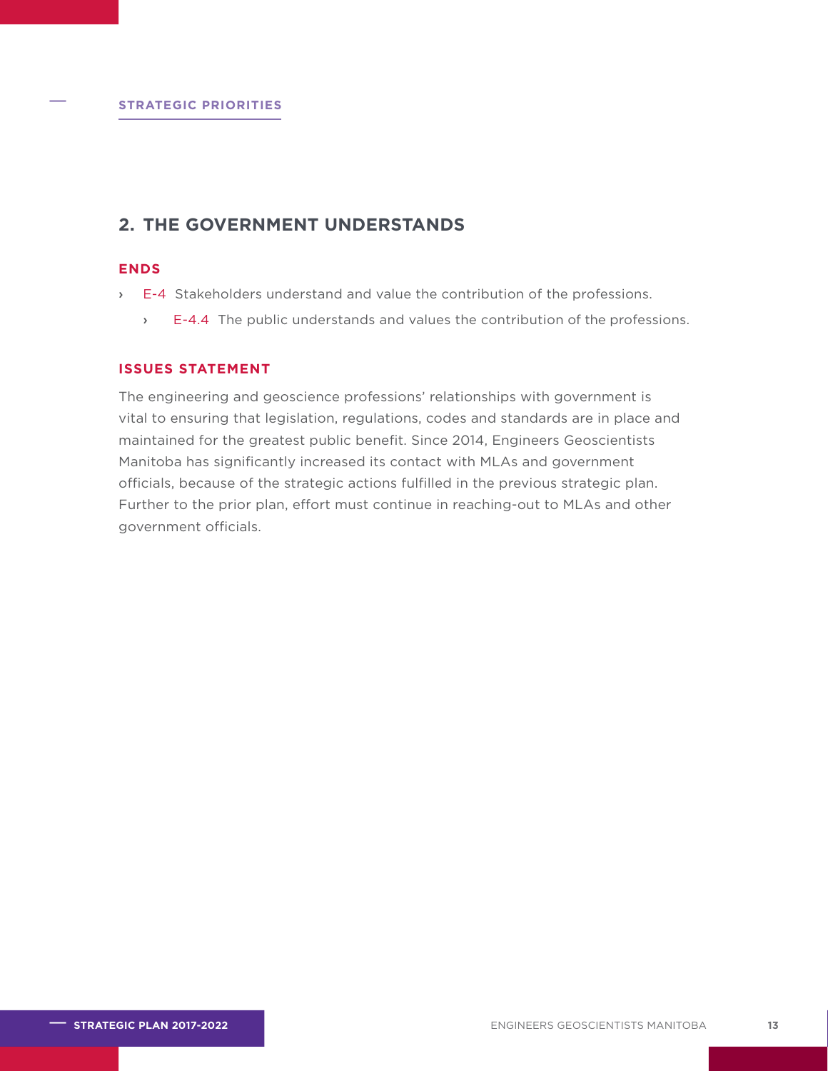STRATEGIC PRIORITIES

## 2. THE GOVERNMENT UNDERSTANDS

### ENDS

- E-4 Stakeholders understand and value the contribution of the professions.
  - E-4.4 The public understands and values the contribution of the professions.

### ISSUES STATEMENT

The engineering and geoscience professions' relationships with government is vital to ensuring that legislation, regulations, codes and standards are in place and maintained for the greatest public benefit. Since 2014, Engineers Geoscientists Manitoba has significantly increased its contact with MLAs and government officials, because of the strategic actions fulfilled in the previous strategic plan. Further to the prior plan, effort must continue in reaching-out to MLAs and other government officials.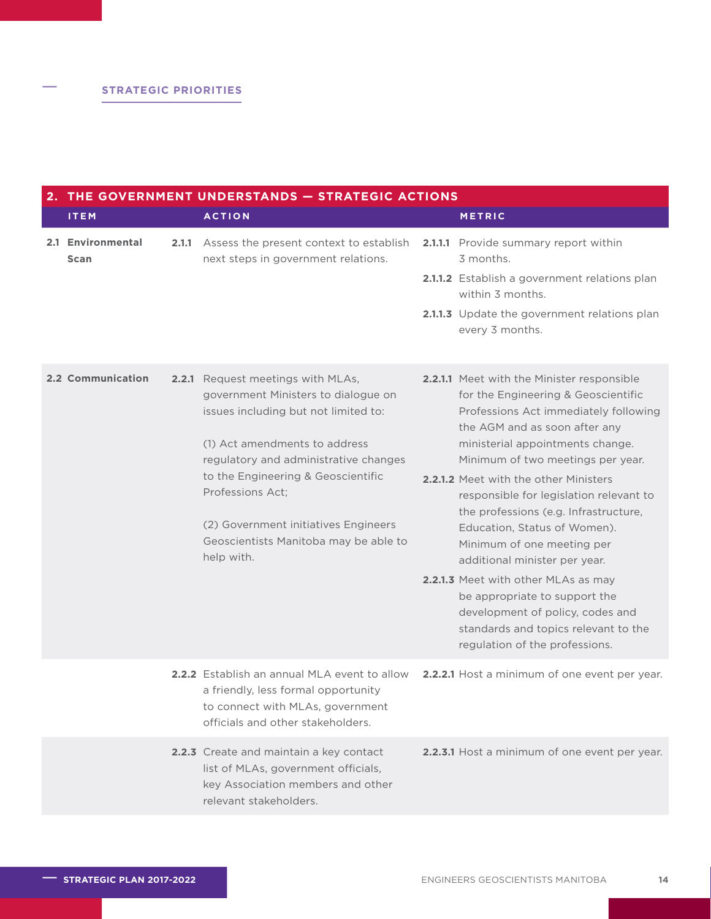## STRATEGIC PRIORITIES

| 2. THE GOVERNMENT UNDERSTANDS — STRATEGIC ACTIONS | | |
|---|---|---|
| **ITEM** | **ACTION** | **METRIC** |
| **2.1 Environmental Scan** | **2.1.1** Assess the present context to establish next steps in government relations. | **2.1.1.1** Provide summary report within 3 months.<br>**2.1.1.2** Establish a government relations plan within 3 months.<br>**2.1.1.3** Update the government relations plan every 3 months. |
| **2.2 Communication** | **2.2.1** Request meetings with MLAs, government Ministers to dialogue on issues including but not limited to:<br><br>(1) Act amendments to address regulatory and administrative changes to the Engineering & Geoscientific Professions Act;<br><br>(2) Government initiatives Engineers Geoscientists Manitoba may be able to help with. | **2.2.1.1** Meet with the Minister responsible for the Engineering & Geoscientific Professions Act immediately following the AGM and as soon after any ministerial appointments change. Minimum of two meetings per year.<br>**2.2.1.2** Meet with the other Ministers responsible for legislation relevant to the professions (e.g. Infrastructure, Education, Status of Women). Minimum of one meeting per additional minister per year.<br>**2.2.1.3** Meet with other MLAs as may be appropriate to support the development of policy, codes and standards and topics relevant to the regulation of the professions. |
| | **2.2.2** Establish an annual MLA event to allow a friendly, less formal opportunity to connect with MLAs, government officials and other stakeholders. | **2.2.2.1** Host a minimum of one event per year. |
| | **2.2.3** Create and maintain a key contact list of MLAs, government officials, key Association members and other relevant stakeholders. | **2.2.3.1** Host a minimum of one event per year. |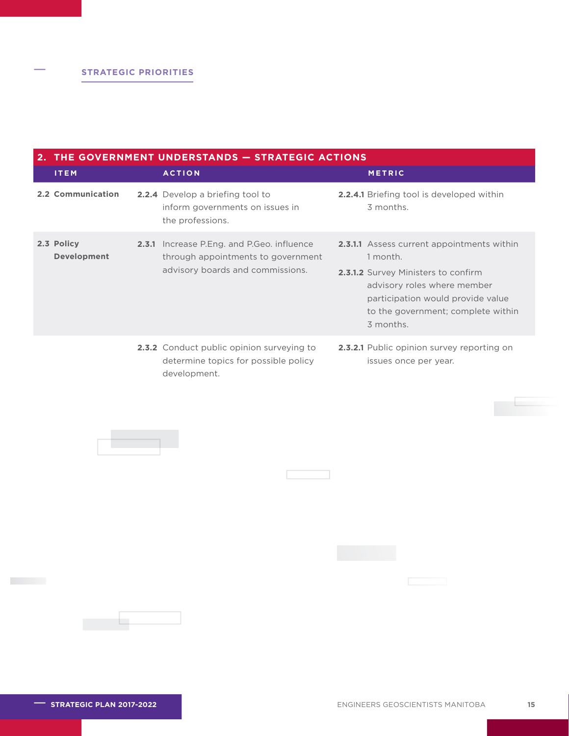## STRATEGIC PRIORITIES

| 2. THE GOVERNMENT UNDERSTANDS — STRATEGIC ACTIONS | | |
|---|---|---|
| **ITEM** | **ACTION** | **METRIC** |
| **2.2 Communication** | **2.2.4** Develop a briefing tool to inform governments on issues in the professions. | **2.2.4.1** Briefing tool is developed within 3 months. |
| **2.3 Policy Development** | **2.3.1** Increase P.Eng. and P.Geo. influence through appointments to government advisory boards and commissions. | **2.3.1.1** Assess current appointments within 1 month.<br>**2.3.1.2** Survey Ministers to confirm advisory roles where member participation would provide value to the government; complete within 3 months. |
| | **2.3.2** Conduct public opinion surveying to determine topics for possible policy development. | **2.3.2.1** Public opinion survey reporting on issues once per year. |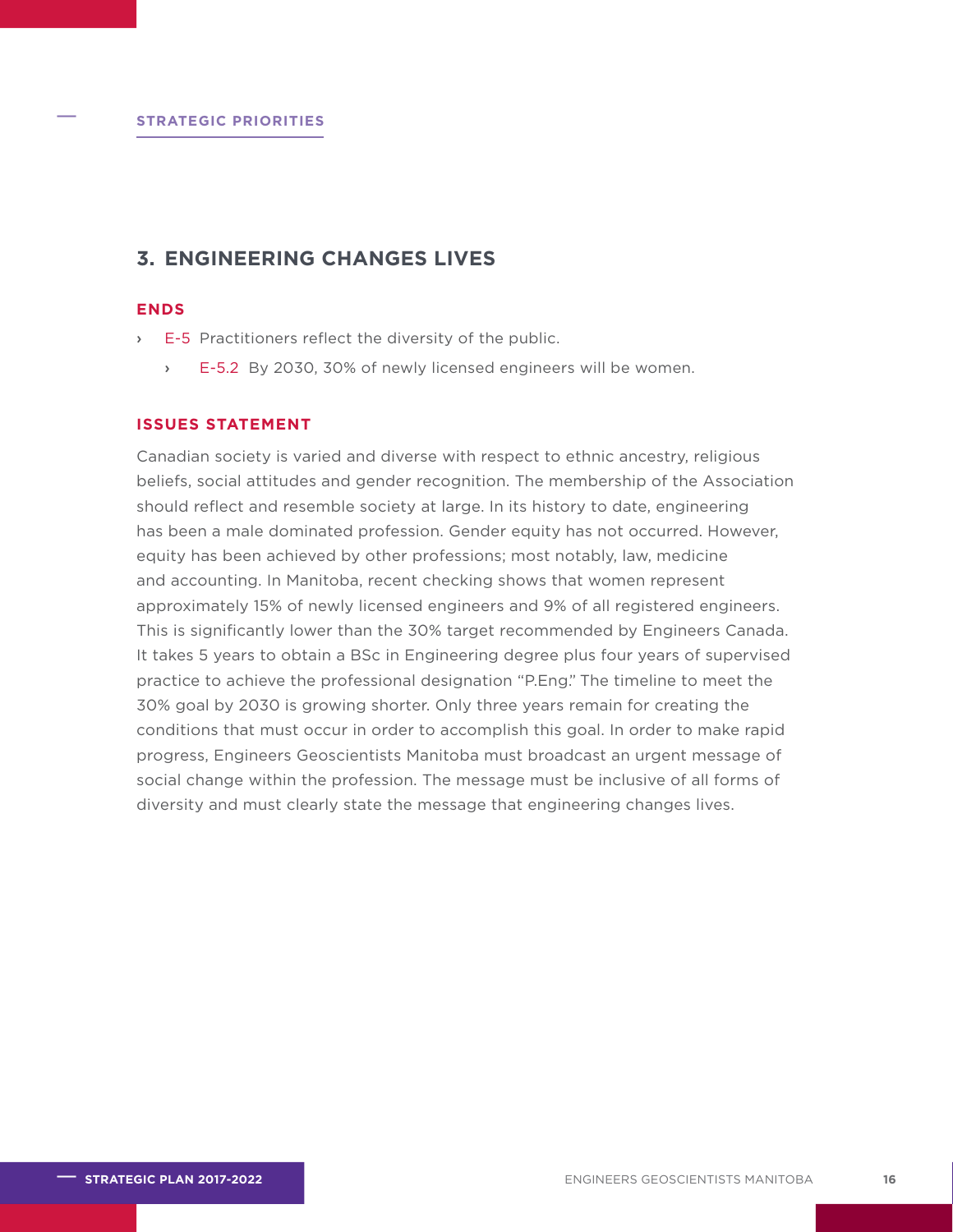STRATEGIC PRIORITIES

## 3. ENGINEERING CHANGES LIVES

### ENDS

- E-5 Practitioners reflect the diversity of the public.
  - E-5.2 By 2030, 30% of newly licensed engineers will be women.

### ISSUES STATEMENT

Canadian society is varied and diverse with respect to ethnic ancestry, religious beliefs, social attitudes and gender recognition. The membership of the Association should reflect and resemble society at large. In its history to date, engineering has been a male dominated profession. Gender equity has not occurred. However, equity has been achieved by other professions; most notably, law, medicine and accounting. In Manitoba, recent checking shows that women represent approximately 15% of newly licensed engineers and 9% of all registered engineers. This is significantly lower than the 30% target recommended by Engineers Canada. It takes 5 years to obtain a BSc in Engineering degree plus four years of supervised practice to achieve the professional designation "P.Eng." The timeline to meet the 30% goal by 2030 is growing shorter. Only three years remain for creating the conditions that must occur in order to accomplish this goal. In order to make rapid progress, Engineers Geoscientists Manitoba must broadcast an urgent message of social change within the profession. The message must be inclusive of all forms of diversity and must clearly state the message that engineering changes lives.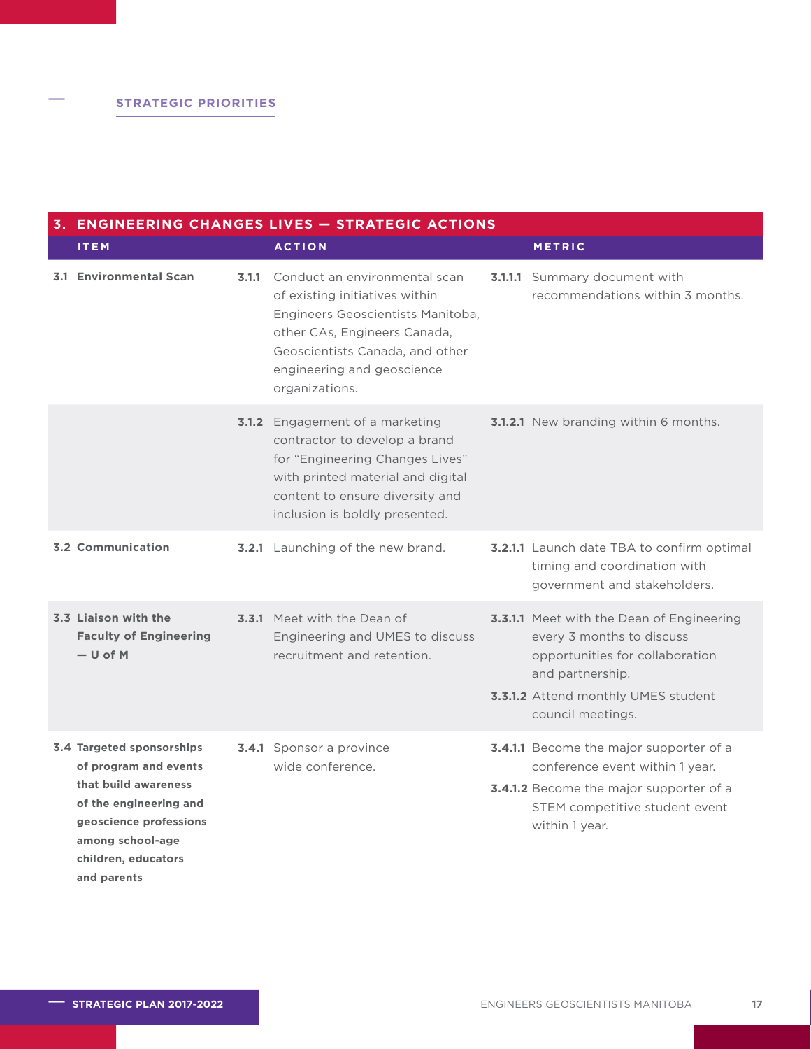## STRATEGIC PRIORITIES

| 3. ENGINEERING CHANGES LIVES — STRATEGIC ACTIONS | | |
|---|---|---|
| **ITEM** | **ACTION** | **METRIC** |
| **3.1 Environmental Scan** | **3.1.1** Conduct an environmental scan of existing initiatives within Engineers Geoscientists Manitoba, other CAs, Engineers Canada, Geoscientists Canada, and other engineering and geoscience organizations. | **3.1.1.1** Summary document with recommendations within 3 months. |
| | **3.1.2** Engagement of a marketing contractor to develop a brand for "Engineering Changes Lives" with printed material and digital content to ensure diversity and inclusion is boldly presented. | **3.1.2.1** New branding within 6 months. |
| **3.2 Communication** | **3.2.1** Launching of the new brand. | **3.2.1.1** Launch date TBA to confirm optimal timing and coordination with government and stakeholders. |
| **3.3 Liaison with the Faculty of Engineering — U of M** | **3.3.1** Meet with the Dean of Engineering and UMES to discuss recruitment and retention. | **3.3.1.1** Meet with the Dean of Engineering every 3 months to discuss opportunities for collaboration and partnership.<br>**3.3.1.2** Attend monthly UMES student council meetings. |
| **3.4 Targeted sponsorships of program and events that build awareness of the engineering and geoscience professions among school-age children, educators and parents** | **3.4.1** Sponsor a province wide conference. | **3.4.1.1** Become the major supporter of a conference event within 1 year.<br>**3.4.1.2** Become the major supporter of a STEM competitive student event within 1 year. |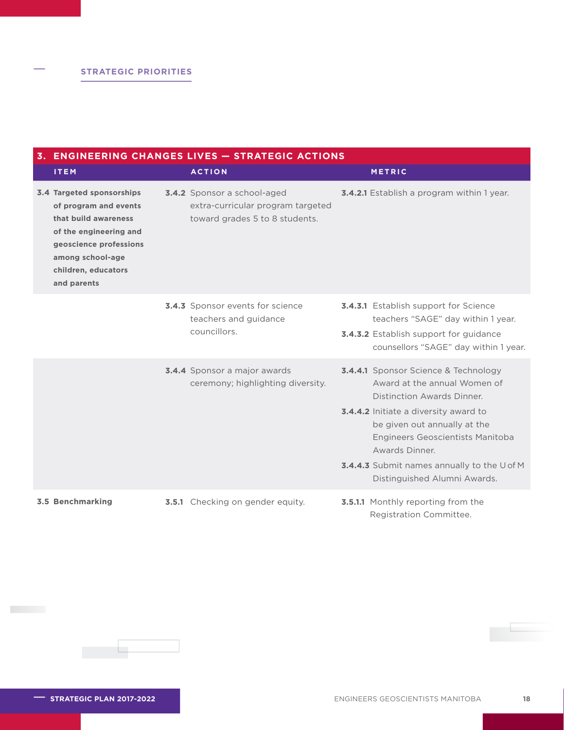## STRATEGIC PRIORITIES

| 3. ENGINEERING CHANGES LIVES — STRATEGIC ACTIONS | | |
|---|---|---|
| **ITEM** | **ACTION** | **METRIC** |
| **3.4 Targeted sponsorships of program and events that build awareness of the engineering and geoscience professions among school-age children, educators and parents** | **3.4.2** Sponsor a school-aged extra-curricular program targeted toward grades 5 to 8 students. | **3.4.2.1** Establish a program within 1 year. |
| | **3.4.3** Sponsor events for science teachers and guidance councillors. | **3.4.3.1** Establish support for Science teachers "SAGE" day within 1 year.<br>**3.4.3.2** Establish support for guidance counsellors "SAGE" day within 1 year. |
| | **3.4.4** Sponsor a major awards ceremony; highlighting diversity. | **3.4.4.1** Sponsor Science & Technology Award at the annual Women of Distinction Awards Dinner.<br>**3.4.4.2** Initiate a diversity award to be given out annually at the Engineers Geoscientists Manitoba Awards Dinner.<br>**3.4.4.3** Submit names annually to the U of M Distinguished Alumni Awards. |
| **3.5 Benchmarking** | **3.5.1** Checking on gender equity. | **3.5.1.1** Monthly reporting from the Registration Committee. |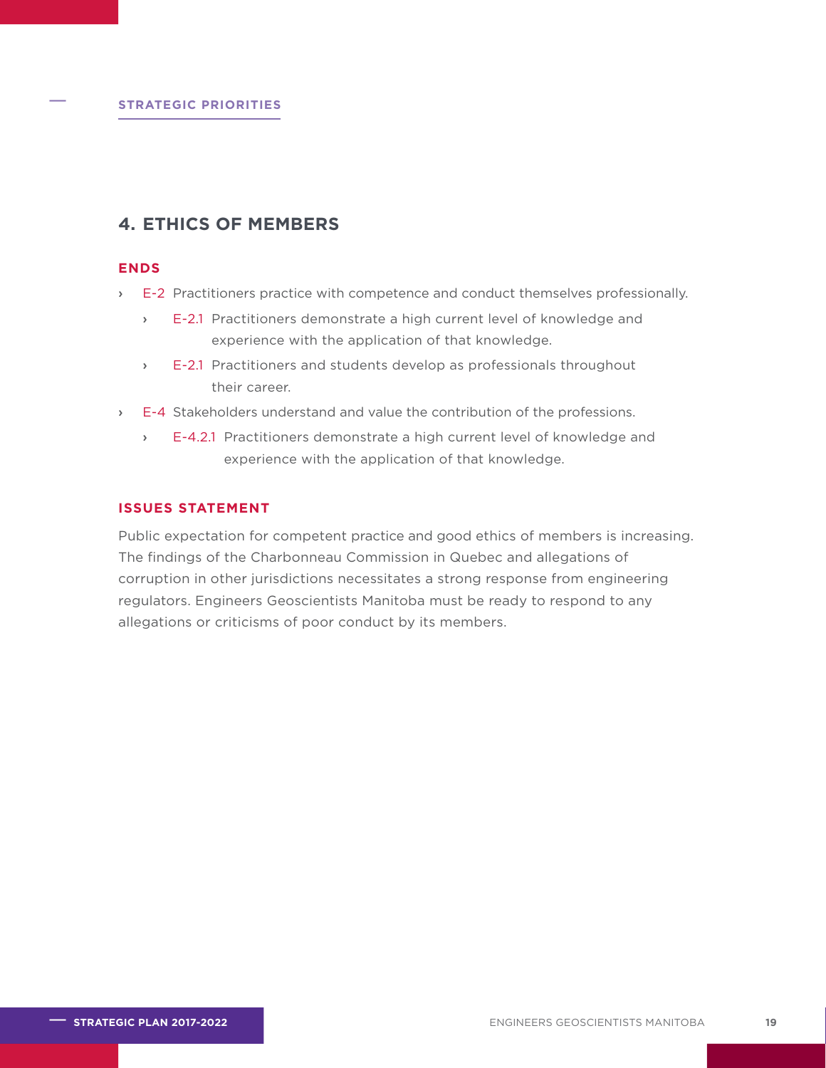STRATEGIC PRIORITIES

## 4. ETHICS OF MEMBERS

### ENDS

- E-2 Practitioners practice with competence and conduct themselves professionally.
  - E-2.1 Practitioners demonstrate a high current level of knowledge and experience with the application of that knowledge.
  - E-2.1 Practitioners and students develop as professionals throughout their career.
- E-4 Stakeholders understand and value the contribution of the professions.
  - E-4.2.1 Practitioners demonstrate a high current level of knowledge and experience with the application of that knowledge.

### ISSUES STATEMENT

Public expectation for competent practice and good ethics of members is increasing. The findings of the Charbonneau Commission in Quebec and allegations of corruption in other jurisdictions necessitates a strong response from engineering regulators. Engineers Geoscientists Manitoba must be ready to respond to any allegations or criticisms of poor conduct by its members.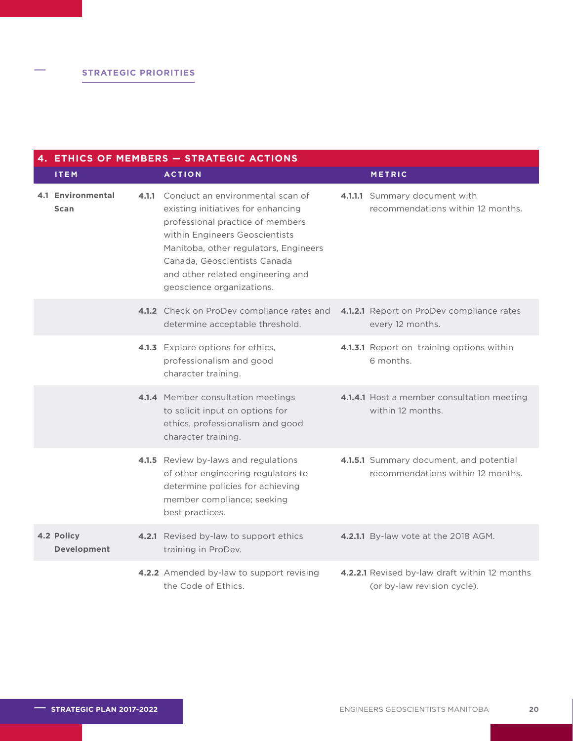## STRATEGIC PRIORITIES

| 4. ETHICS OF MEMBERS — STRATEGIC ACTIONS | | |
|---|---|---|
| **ITEM** | **ACTION** | **METRIC** |
| **4.1 Environmental Scan** | **4.1.1** Conduct an environmental scan of existing initiatives for enhancing professional practice of members within Engineers Geoscientists Manitoba, other regulators, Engineers Canada, Geoscientists Canada and other related engineering and geoscience organizations. | **4.1.1.1** Summary document with recommendations within 12 months. |
| | **4.1.2** Check on ProDev compliance rates and determine acceptable threshold. | **4.1.2.1** Report on ProDev compliance rates every 12 months. |
| | **4.1.3** Explore options for ethics, professionalism and good character training. | **4.1.3.1** Report on training options within 6 months. |
| | **4.1.4** Member consultation meetings to solicit input on options for ethics, professionalism and good character training. | **4.1.4.1** Host a member consultation meeting within 12 months. |
| | **4.1.5** Review by-laws and regulations of other engineering regulators to determine policies for achieving member compliance; seeking best practices. | **4.1.5.1** Summary document, and potential recommendations within 12 months. |
| **4.2 Policy Development** | **4.2.1** Revised by-law to support ethics training in ProDev. | **4.2.1.1** By-law vote at the 2018 AGM. |
| | **4.2.2** Amended by-law to support revising the Code of Ethics. | **4.2.2.1** Revised by-law draft within 12 months (or by-law revision cycle). |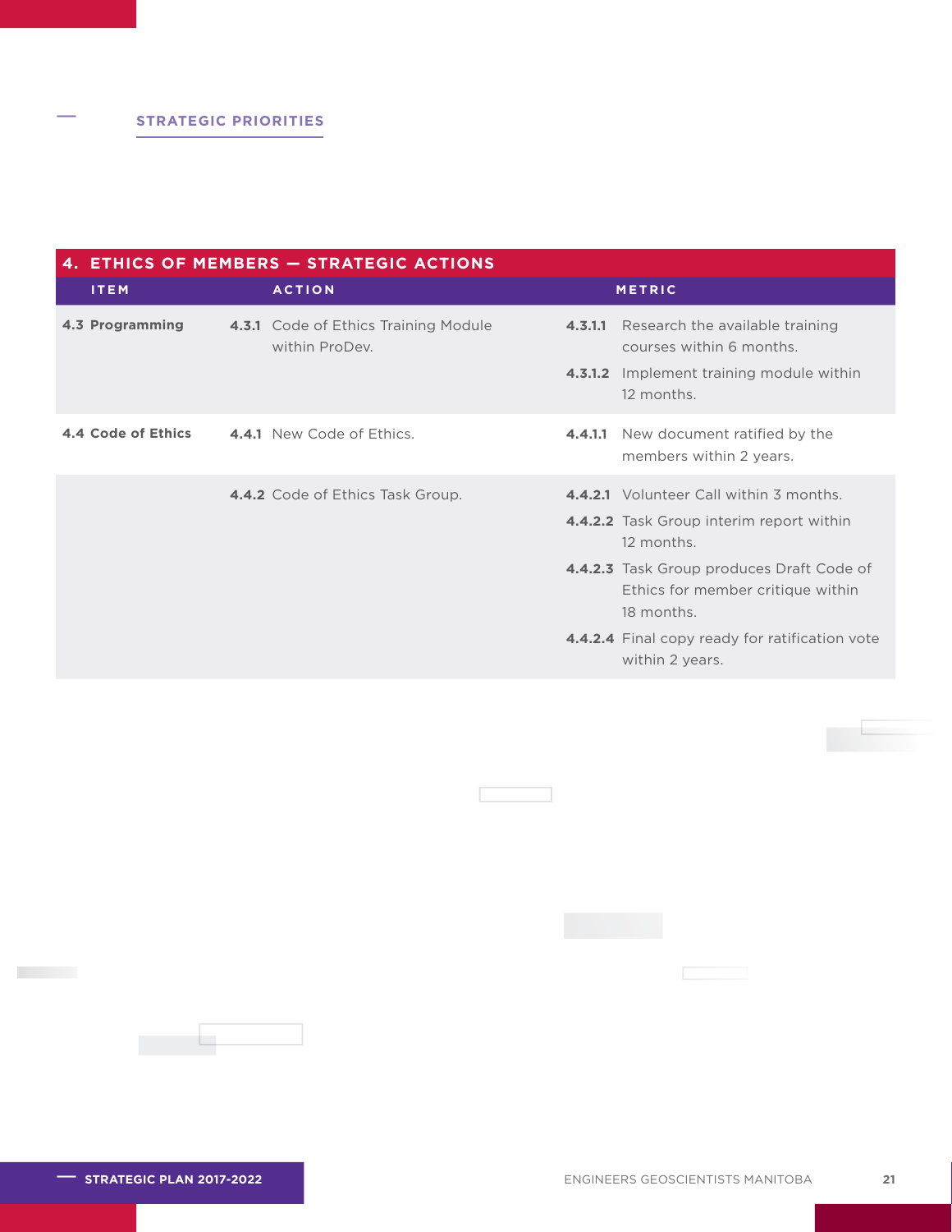## STRATEGIC PRIORITIES

| 4. ETHICS OF MEMBERS — STRATEGIC ACTIONS | | |
|---|---|---|
| **ITEM** | **ACTION** | **METRIC** |
| **4.3 Programming** | **4.3.1** Code of Ethics Training Module within ProDev. | **4.3.1.1** Research the available training courses within 6 months.<br>**4.3.1.2** Implement training module within 12 months. |
| **4.4 Code of Ethics** | **4.4.1** New Code of Ethics. | **4.4.1.1** New document ratified by the members within 2 years. |
| | **4.4.2** Code of Ethics Task Group. | **4.4.2.1** Volunteer Call within 3 months.<br>**4.4.2.2** Task Group interim report within 12 months.<br>**4.4.2.3** Task Group produces Draft Code of Ethics for member critique within 18 months.<br>**4.4.2.4** Final copy ready for ratification vote within 2 years. |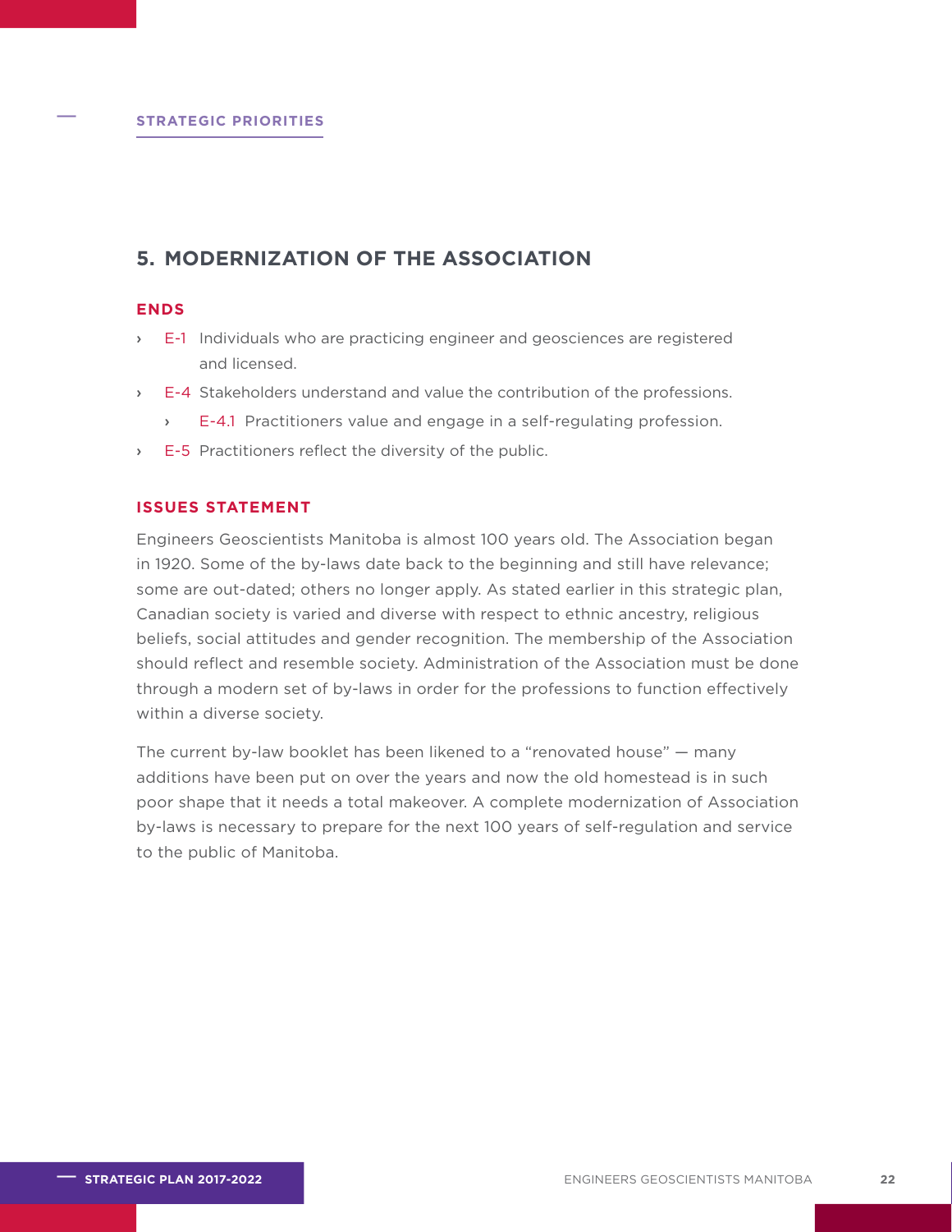STRATEGIC PRIORITIES

## 5. MODERNIZATION OF THE ASSOCIATION

### ENDS

- E-1 Individuals who are practicing engineer and geosciences are registered and licensed.
- E-4 Stakeholders understand and value the contribution of the professions.
  - E-4.1 Practitioners value and engage in a self-regulating profession.
- E-5 Practitioners reflect the diversity of the public.

### ISSUES STATEMENT

Engineers Geoscientists Manitoba is almost 100 years old. The Association began in 1920. Some of the by-laws date back to the beginning and still have relevance; some are out-dated; others no longer apply. As stated earlier in this strategic plan, Canadian society is varied and diverse with respect to ethnic ancestry, religious beliefs, social attitudes and gender recognition. The membership of the Association should reflect and resemble society. Administration of the Association must be done through a modern set of by-laws in order for the professions to function effectively within a diverse society.

The current by-law booklet has been likened to a "renovated house" — many additions have been put on over the years and now the old homestead is in such poor shape that it needs a total makeover. A complete modernization of Association by-laws is necessary to prepare for the next 100 years of self-regulation and service to the public of Manitoba.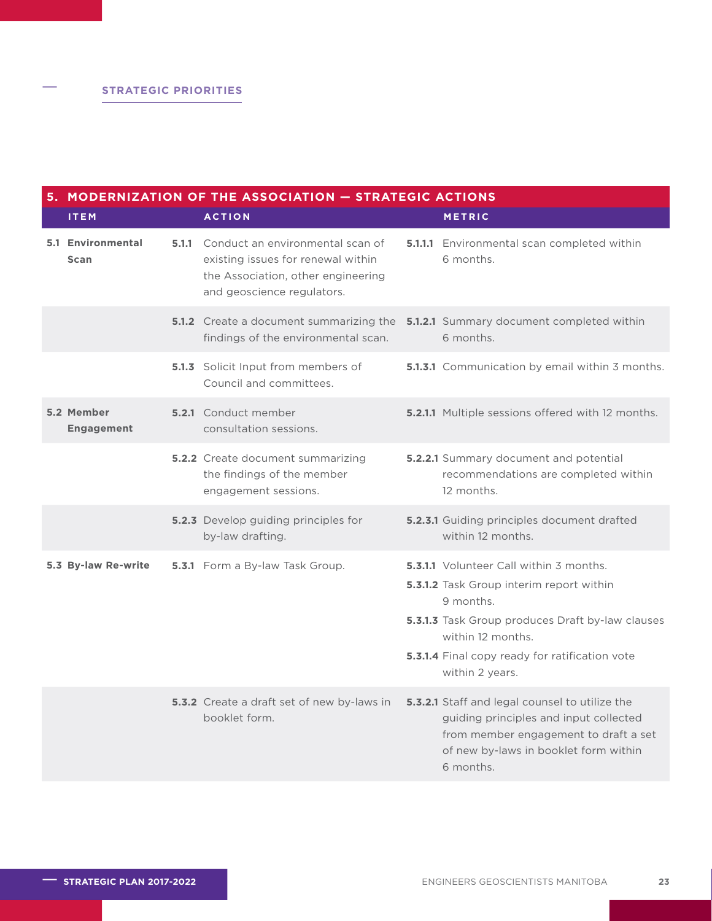STRATEGIC PRIORITIES

| 5. MODERNIZATION OF THE ASSOCIATION — STRATEGIC ACTIONS | | |
|---|---|---|
| **ITEM** | **ACTION** | **METRIC** |
| **5.1 Environmental Scan** | **5.1.1** Conduct an environmental scan of existing issues for renewal within the Association, other engineering and geoscience regulators. | **5.1.1.1** Environmental scan completed within 6 months. |
| | **5.1.2** Create a document summarizing the findings of the environmental scan. | **5.1.2.1** Summary document completed within 6 months. |
| | **5.1.3** Solicit Input from members of Council and committees. | **5.1.3.1** Communication by email within 3 months. |
| **5.2 Member Engagement** | **5.2.1** Conduct member consultation sessions. | **5.2.1.1** Multiple sessions offered with 12 months. |
| | **5.2.2** Create document summarizing the findings of the member engagement sessions. | **5.2.2.1** Summary document and potential recommendations are completed within 12 months. |
| | **5.2.3** Develop guiding principles for by-law drafting. | **5.2.3.1** Guiding principles document drafted within 12 months. |
| **5.3 By-law Re-write** | **5.3.1** Form a By-law Task Group. | **5.3.1.1** Volunteer Call within 3 months.<br>**5.3.1.2** Task Group interim report within 9 months.<br>**5.3.1.3** Task Group produces Draft by-law clauses within 12 months.<br>**5.3.1.4** Final copy ready for ratification vote within 2 years. |
| | **5.3.2** Create a draft set of new by-laws in booklet form. | **5.3.2.1** Staff and legal counsel to utilize the guiding principles and input collected from member engagement to draft a set of new by-laws in booklet form within 6 months. |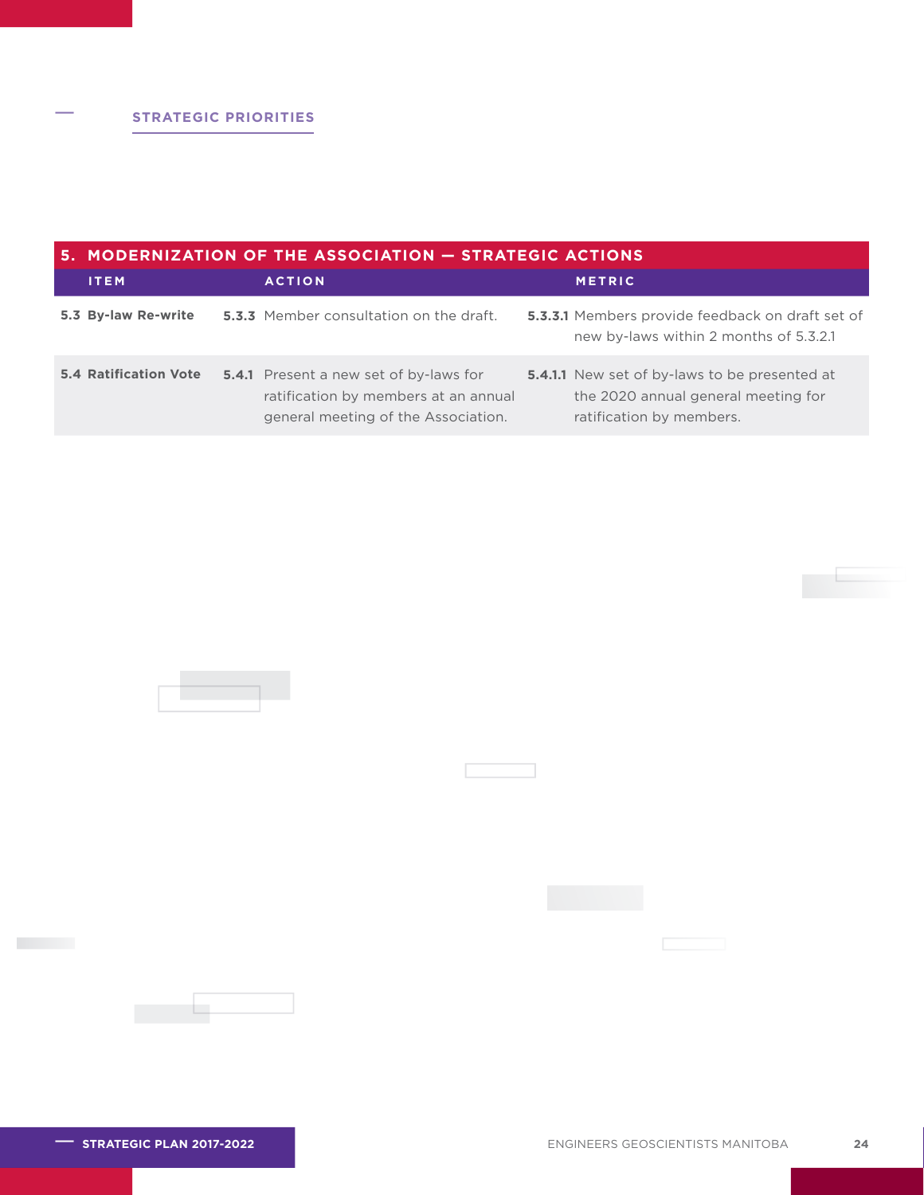## STRATEGIC PRIORITIES

| 5. MODERNIZATION OF THE ASSOCIATION — STRATEGIC ACTIONS | | |
|---|---|---|
| **ITEM** | **ACTION** | **METRIC** |
| **5.3 By-law Re-write** | **5.3.3** Member consultation on the draft. | **5.3.3.1** Members provide feedback on draft set of new by-laws within 2 months of 5.3.2.1 |
| **5.4 Ratification Vote** | **5.4.1** Present a new set of by-laws for ratification by members at an annual general meeting of the Association. | **5.4.1.1** New set of by-laws to be presented at the 2020 annual general meeting for ratification by members. |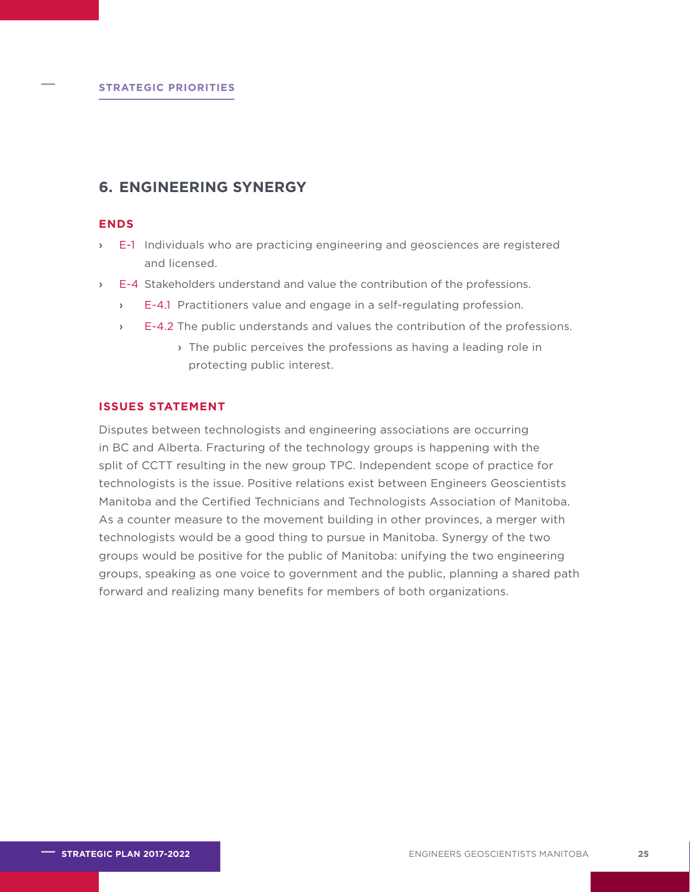STRATEGIC PRIORITIES

## 6. ENGINEERING SYNERGY

### ENDS

- E-1 Individuals who are practicing engineering and geosciences are registered and licensed.
- E-4 Stakeholders understand and value the contribution of the professions.
  - E-4.1 Practitioners value and engage in a self-regulating profession.
  - E-4.2 The public understands and values the contribution of the professions.
    - The public perceives the professions as having a leading role in protecting public interest.

### ISSUES STATEMENT

Disputes between technologists and engineering associations are occurring in BC and Alberta. Fracturing of the technology groups is happening with the split of CCTT resulting in the new group TPC. Independent scope of practice for technologists is the issue. Positive relations exist between Engineers Geoscientists Manitoba and the Certified Technicians and Technologists Association of Manitoba. As a counter measure to the movement building in other provinces, a merger with technologists would be a good thing to pursue in Manitoba. Synergy of the two groups would be positive for the public of Manitoba: unifying the two engineering groups, speaking as one voice to government and the public, planning a shared path forward and realizing many benefits for members of both organizations.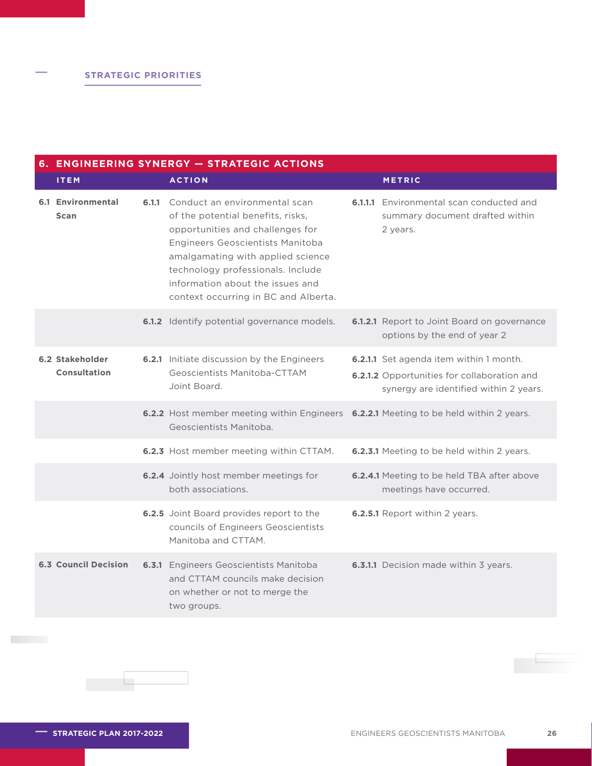STRATEGIC PRIORITIES

| 6. ENGINEERING SYNERGY — STRATEGIC ACTIONS | | |
|---|---|---|
| **ITEM** | **ACTION** | **METRIC** |
| **6.1 Environmental Scan** | **6.1.1** Conduct an environmental scan of the potential benefits, risks, opportunities and challenges for Engineers Geoscientists Manitoba amalgamating with applied science technology professionals. Include information about the issues and context occurring in BC and Alberta. | **6.1.1.1** Environmental scan conducted and summary document drafted within 2 years. |
| | **6.1.2** Identify potential governance models. | **6.1.2.1** Report to Joint Board on governance options by the end of year 2 |
| **6.2 Stakeholder Consultation** | **6.2.1** Initiate discussion by the Engineers Geoscientists Manitoba-CTTAM Joint Board. | **6.2.1.1** Set agenda item within 1 month.<br>**6.2.1.2** Opportunities for collaboration and synergy are identified within 2 years. |
| | **6.2.2** Host member meeting within Engineers Geoscientists Manitoba. | **6.2.2.1** Meeting to be held within 2 years. |
| | **6.2.3** Host member meeting within CTTAM. | **6.2.3.1** Meeting to be held within 2 years. |
| | **6.2.4** Jointly host member meetings for both associations. | **6.2.4.1** Meeting to be held TBA after above meetings have occurred. |
| | **6.2.5** Joint Board provides report to the councils of Engineers Geoscientists Manitoba and CTTAM. | **6.2.5.1** Report within 2 years. |
| **6.3 Council Decision** | **6.3.1** Engineers Geoscientists Manitoba and CTTAM councils make decision on whether or not to merge the two groups. | **6.3.1.1** Decision made within 3 years. |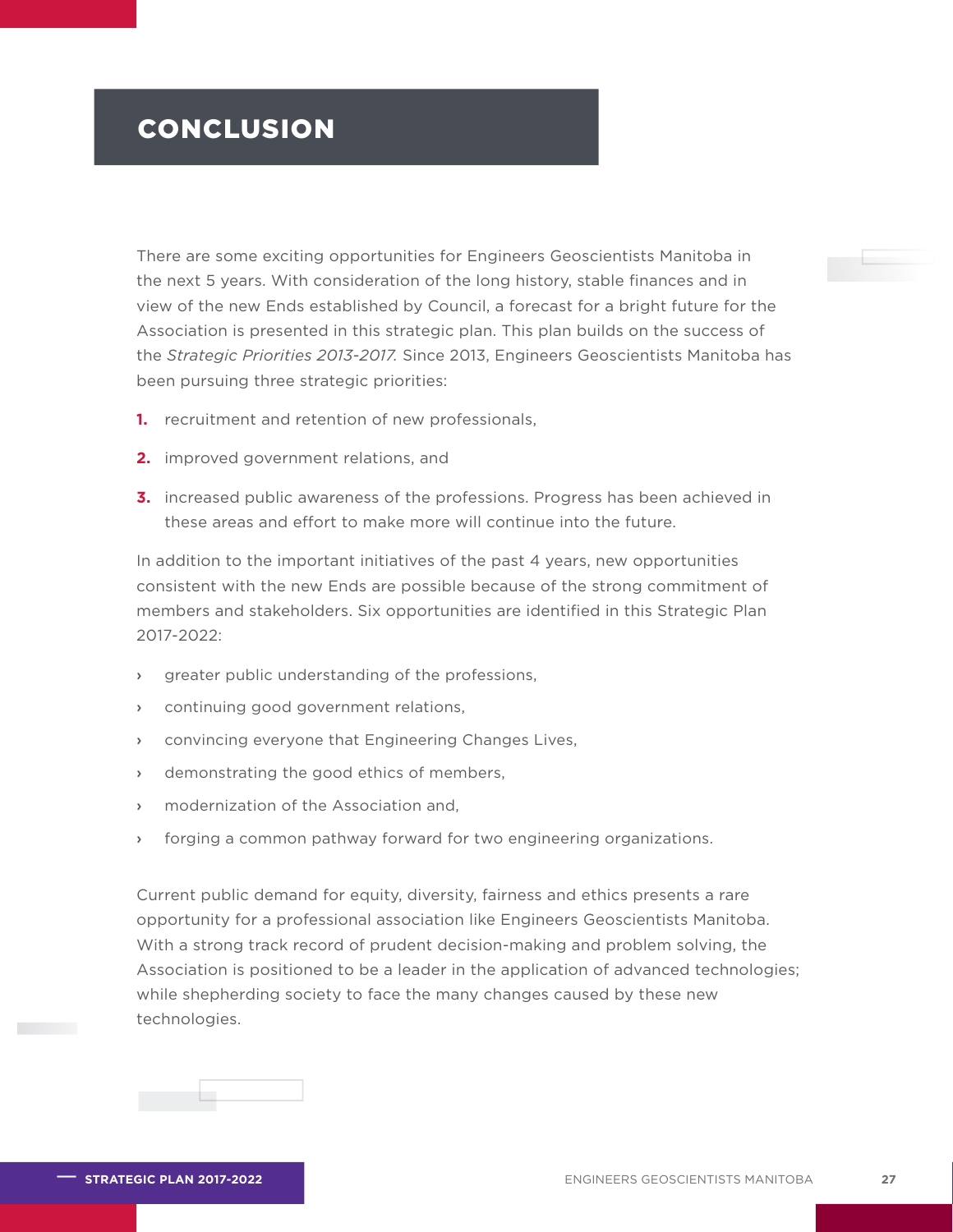# CONCLUSION

There are some exciting opportunities for Engineers Geoscientists Manitoba in the next 5 years. With consideration of the long history, stable finances and in view of the new Ends established by Council, a forecast for a bright future for the Association is presented in this strategic plan. This plan builds on the success of the *Strategic Priorities 2013-2017.* Since 2013, Engineers Geoscientists Manitoba has been pursuing three strategic priorities:

1. recruitment and retention of new professionals,
2. improved government relations, and
3. increased public awareness of the professions. Progress has been achieved in these areas and effort to make more will continue into the future.

In addition to the important initiatives of the past 4 years, new opportunities consistent with the new Ends are possible because of the strong commitment of members and stakeholders. Six opportunities are identified in this Strategic Plan 2017-2022:

- greater public understanding of the professions,
- continuing good government relations,
- convincing everyone that Engineering Changes Lives,
- demonstrating the good ethics of members,
- modernization of the Association and,
- forging a common pathway forward for two engineering organizations.

Current public demand for equity, diversity, fairness and ethics presents a rare opportunity for a professional association like Engineers Geoscientists Manitoba. With a strong track record of prudent decision-making and problem solving, the Association is positioned to be a leader in the application of advanced technologies; while shepherding society to face the many changes caused by these new technologies.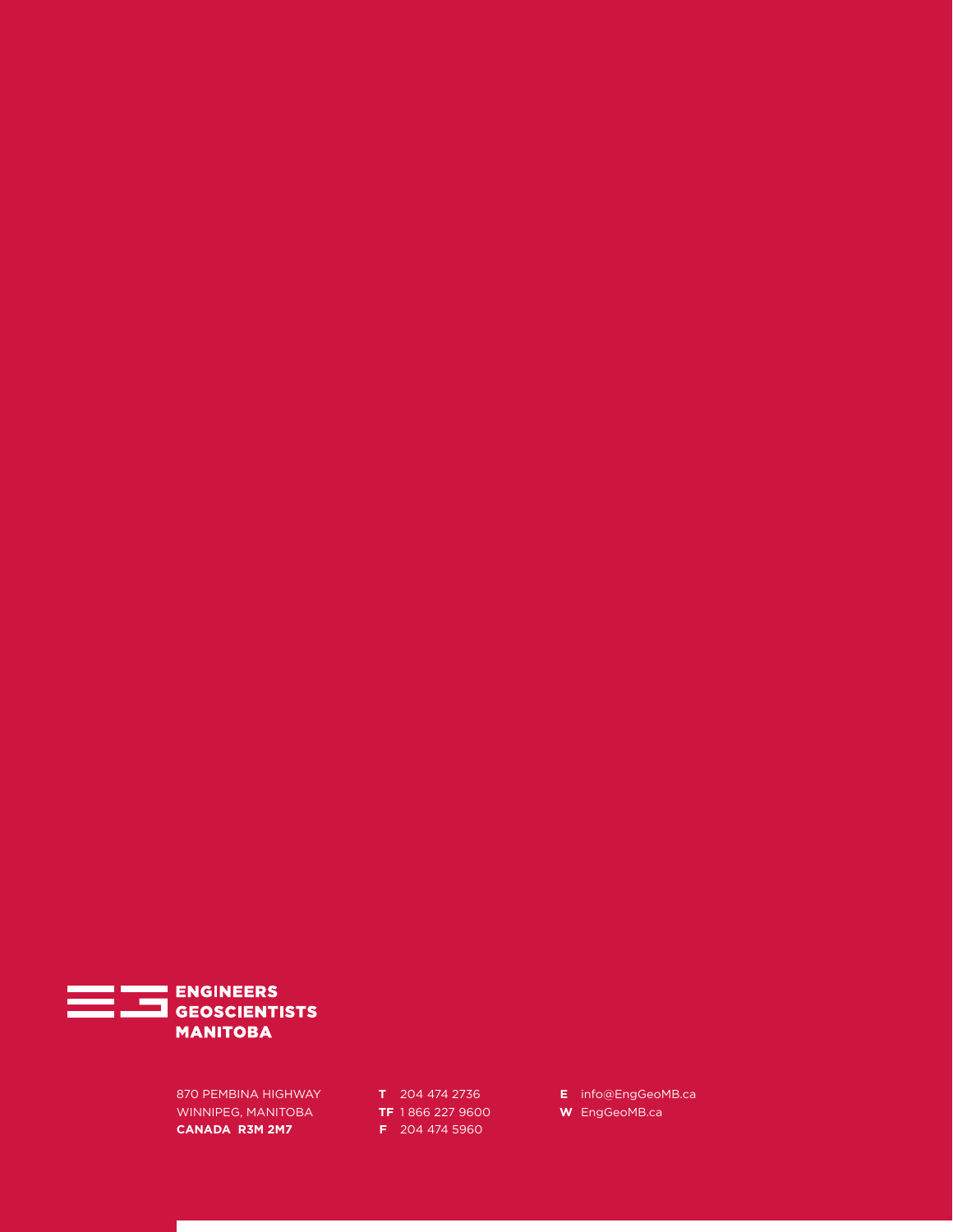**ENGINEERS**
**GEOSCIENTISTS**
**MANITOBA**

870 PEMBINA HIGHWAY
WINNIPEG, MANITOBA
**CANADA R3M 2M7**

**T** 204 474 2736
**TF** 1 866 227 9600
**F** 204 474 5960

**E** info@EngGeoMB.ca
**W** EngGeoMB.ca